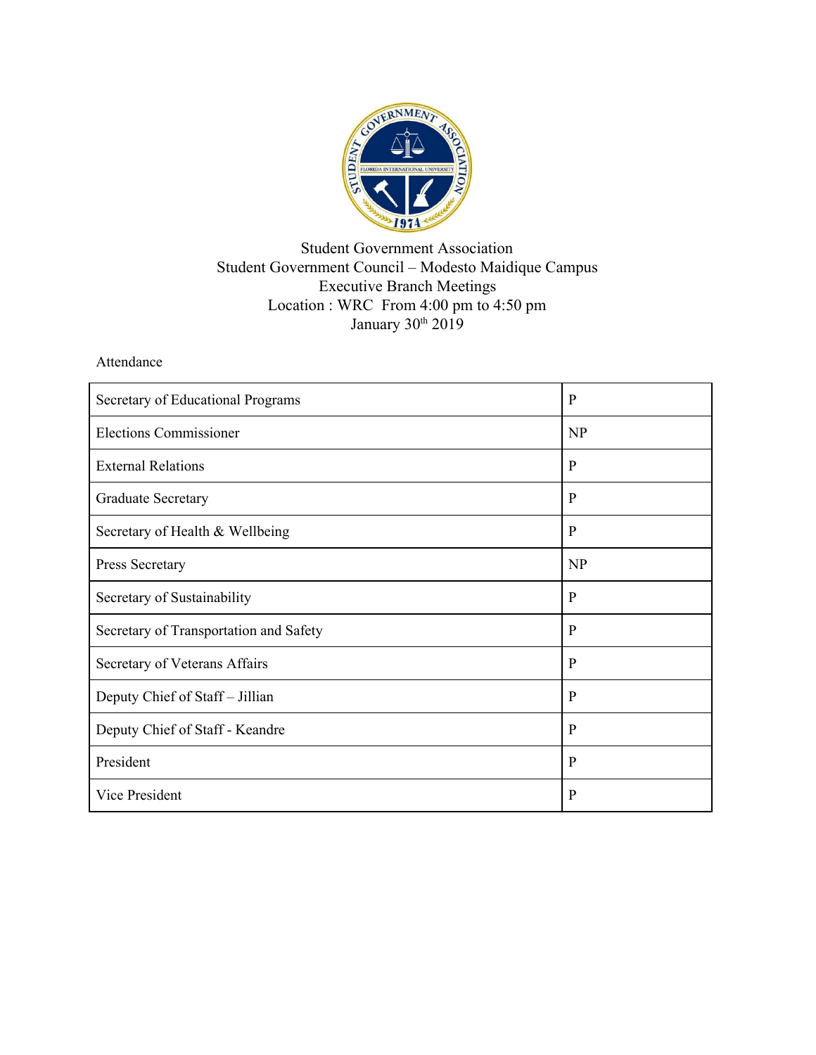Student Government Association
Student Government Council – Modesto Maidique Campus
Executive Branch Meetings
Location : WRC From 4:00 pm to 4:50 pm
January 30th 2019

Attendance

| Position | Attendance |
|---|---|
| Secretary of Educational Programs | P |
| Elections Commissioner | NP |
| External Relations | P |
| Graduate Secretary | P |
| Secretary of Health & Wellbeing | P |
| Press Secretary | NP |
| Secretary of Sustainability | P |
| Secretary of Transportation and Safety | P |
| Secretary of Veterans Affairs | P |
| Deputy Chief of Staff – Jillian | P |
| Deputy Chief of Staff - Keandre | P |
| President | P |
| Vice President | P |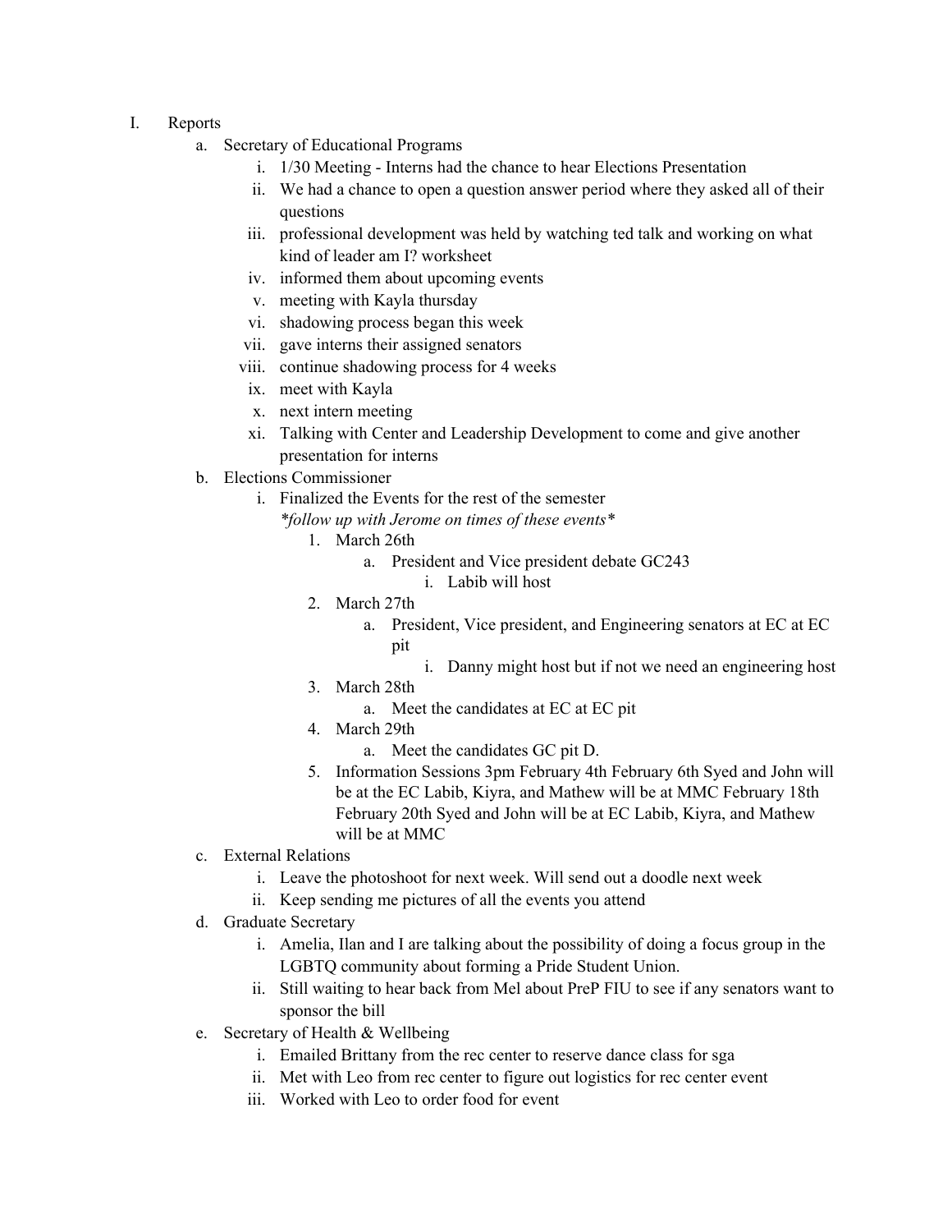I. Reports
   a. Secretary of Educational Programs
      i. 1/30 Meeting - Interns had the chance to hear Elections Presentation
      ii. We had a chance to open a question answer period where they asked all of their questions
      iii. professional development was held by watching ted talk and working on what kind of leader am I? worksheet
      iv. informed them about upcoming events
      v. meeting with Kayla thursday
      vi. shadowing process began this week
      vii. gave interns their assigned senators
      viii. continue shadowing process for 4 weeks
      ix. meet with Kayla
      x. next intern meeting
      xi. Talking with Center and Leadership Development to come and give another presentation for interns
   b. Elections Commissioner
      i. Finalized the Events for the rest of the semester
         *\*follow up with Jerome on times of these events\**
         1. March 26th
            a. President and Vice president debate GC243
               i. Labib will host
         2. March 27th
            a. President, Vice president, and Engineering senators at EC at EC pit
               i. Danny might host but if not we need an engineering host
         3. March 28th
            a. Meet the candidates at EC at EC pit
         4. March 29th
            a. Meet the candidates GC pit D.
         5. Information Sessions 3pm February 4th February 6th Syed and John will be at the EC Labib, Kiyra, and Mathew will be at MMC February 18th February 20th Syed and John will be at EC Labib, Kiyra, and Mathew will be at MMC
   c. External Relations
      i. Leave the photoshoot for next week. Will send out a doodle next week
      ii. Keep sending me pictures of all the events you attend
   d. Graduate Secretary
      i. Amelia, Ilan and I are talking about the possibility of doing a focus group in the LGBTQ community about forming a Pride Student Union.
      ii. Still waiting to hear back from Mel about PreP FIU to see if any senators want to sponsor the bill
   e. Secretary of Health & Wellbeing
      i. Emailed Brittany from the rec center to reserve dance class for sga
      ii. Met with Leo from rec center to figure out logistics for rec center event
      iii. Worked with Leo to order food for event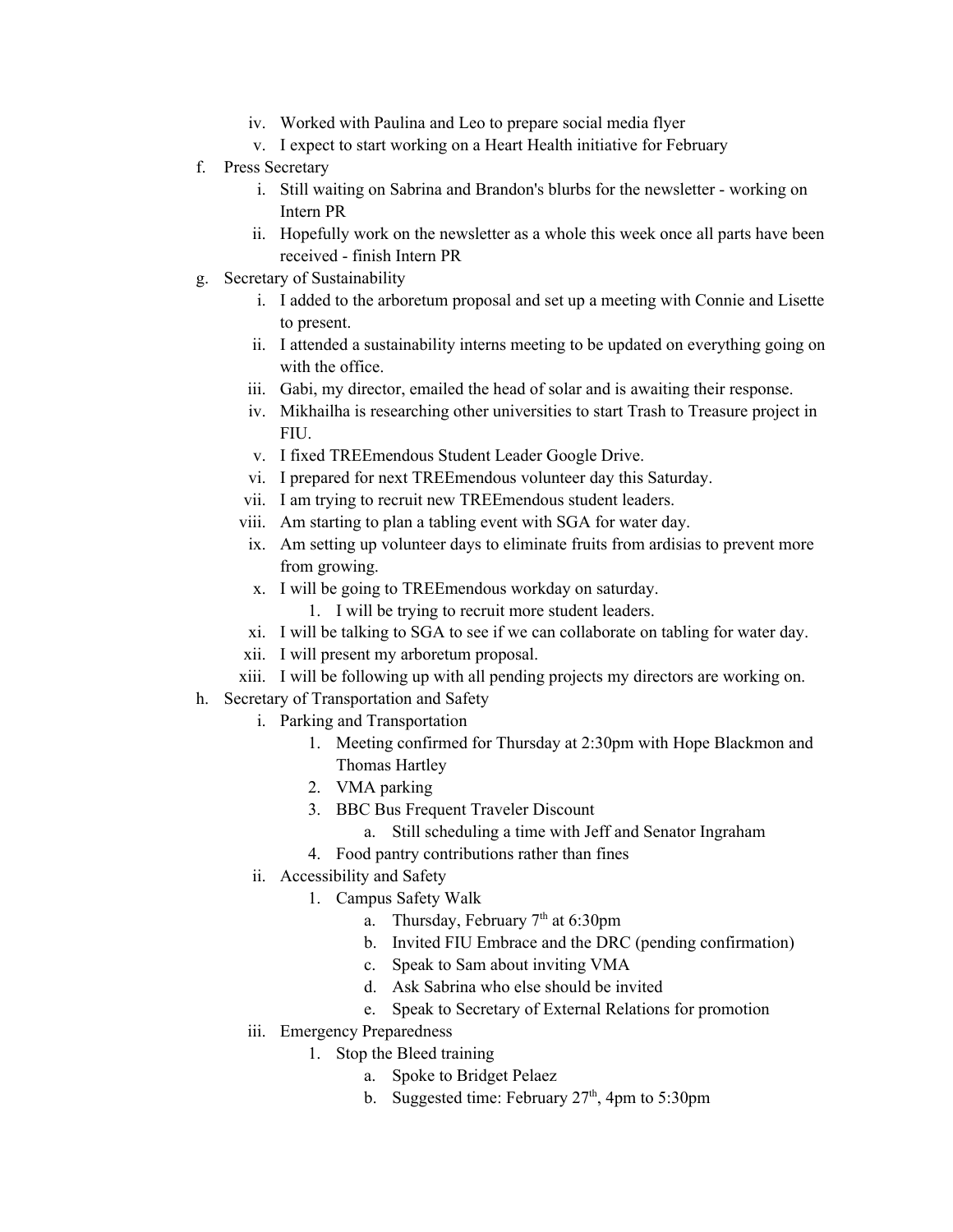iv. Worked with Paulina and Leo to prepare social media flyer
    v. I expect to start working on a Heart Health initiative for February

f. Press Secretary
    i. Still waiting on Sabrina and Brandon's blurbs for the newsletter - working on Intern PR
    ii. Hopefully work on the newsletter as a whole this week once all parts have been received - finish Intern PR

g. Secretary of Sustainability
    i. I added to the arboretum proposal and set up a meeting with Connie and Lisette to present.
    ii. I attended a sustainability interns meeting to be updated on everything going on with the office.
    iii. Gabi, my director, emailed the head of solar and is awaiting their response.
    iv. Mikhailha is researching other universities to start Trash to Treasure project in FIU.
    v. I fixed TREEmendous Student Leader Google Drive.
    vi. I prepared for next TREEmendous volunteer day this Saturday.
    vii. I am trying to recruit new TREEmendous student leaders.
    viii. Am starting to plan a tabling event with SGA for water day.
    ix. Am setting up volunteer days to eliminate fruits from ardisias to prevent more from growing.
    x. I will be going to TREEmendous workday on saturday.
        1. I will be trying to recruit more student leaders.
    xi. I will be talking to SGA to see if we can collaborate on tabling for water day.
    xii. I will present my arboretum proposal.
    xiii. I will be following up with all pending projects my directors are working on.

h. Secretary of Transportation and Safety
    i. Parking and Transportation
        1. Meeting confirmed for Thursday at 2:30pm with Hope Blackmon and Thomas Hartley
        2. VMA parking
        3. BBC Bus Frequent Traveler Discount
            a. Still scheduling a time with Jeff and Senator Ingraham
        4. Food pantry contributions rather than fines
    ii. Accessibility and Safety
        1. Campus Safety Walk
            a. Thursday, February 7th at 6:30pm
            b. Invited FIU Embrace and the DRC (pending confirmation)
            c. Speak to Sam about inviting VMA
            d. Ask Sabrina who else should be invited
            e. Speak to Secretary of External Relations for promotion
    iii. Emergency Preparedness
        1. Stop the Bleed training
            a. Spoke to Bridget Pelaez
            b. Suggested time: February 27th, 4pm to 5:30pm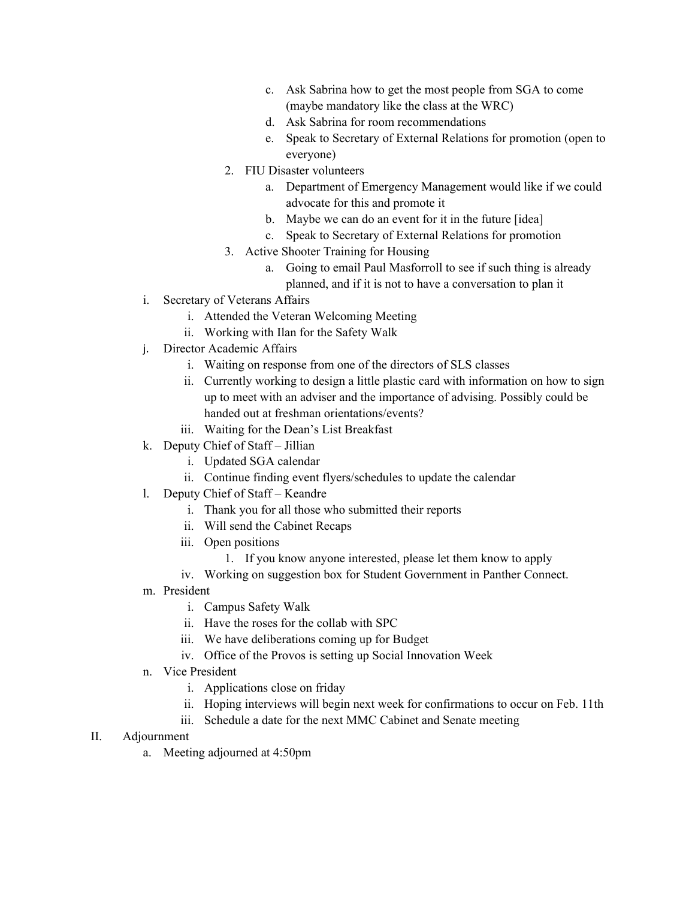c. Ask Sabrina how to get the most people from SGA to come (maybe mandatory like the class at the WRC)
            d. Ask Sabrina for room recommendations
            e. Speak to Secretary of External Relations for promotion (open to everyone)
        2. FIU Disaster volunteers
            a. Department of Emergency Management would like if we could advocate for this and promote it
            b. Maybe we can do an event for it in the future [idea]
            c. Speak to Secretary of External Relations for promotion
        3. Active Shooter Training for Housing
            a. Going to email Paul Masforroll to see if such thing is already planned, and if it is not to have a conversation to plan it

    i. Secretary of Veterans Affairs
        i. Attended the Veteran Welcoming Meeting
        ii. Working with Ilan for the Safety Walk
    j. Director Academic Affairs
        i. Waiting on response from one of the directors of SLS classes
        ii. Currently working to design a little plastic card with information on how to sign up to meet with an adviser and the importance of advising. Possibly could be handed out at freshman orientations/events?
        iii. Waiting for the Dean's List Breakfast
    k. Deputy Chief of Staff – Jillian
        i. Updated SGA calendar
        ii. Continue finding event flyers/schedules to update the calendar
    l. Deputy Chief of Staff – Keandre
        i. Thank you for all those who submitted their reports
        ii. Will send the Cabinet Recaps
        iii. Open positions
            1. If you know anyone interested, please let them know to apply
        iv. Working on suggestion box for Student Government in Panther Connect.
    m. President
        i. Campus Safety Walk
        ii. Have the roses for the collab with SPC
        iii. We have deliberations coming up for Budget
        iv. Office of the Provos is setting up Social Innovation Week
    n. Vice President
        i. Applications close on friday
        ii. Hoping interviews will begin next week for confirmations to occur on Feb. 11th
        iii. Schedule a date for the next MMC Cabinet and Senate meeting

II. Adjournment
    a. Meeting adjourned at 4:50pm